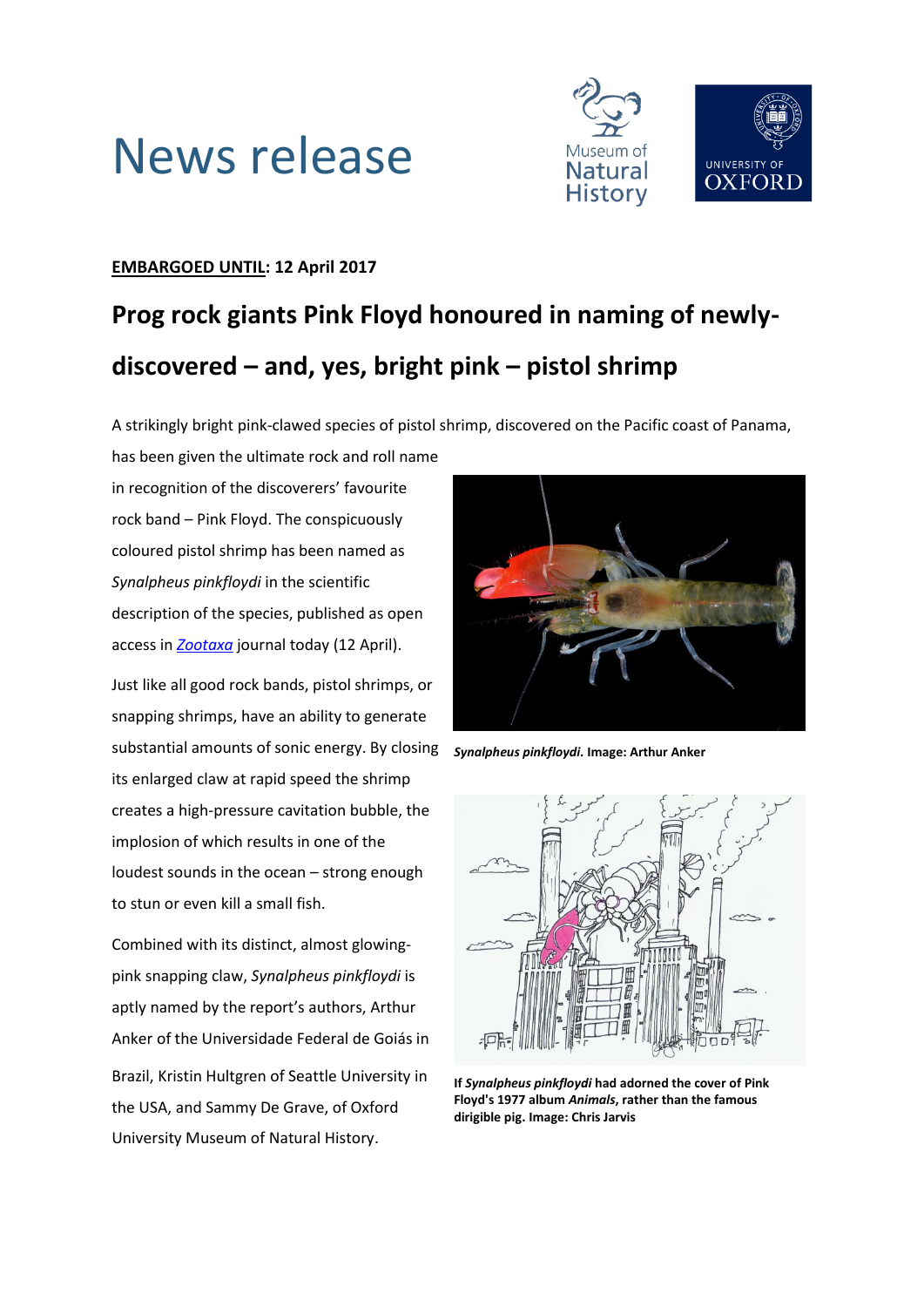# News release

**EMBARGOED UNTIL: 12 April 2017**

## Prog rock giants Pink Floyd honoured in naming of newly-discovered – and, yes, bright pink – pistol shrimp

A strikingly bright pink-clawed species of pistol shrimp, discovered on the Pacific coast of Panama, has been given the ultimate rock and roll name in recognition of the discoverers' favourite rock band – Pink Floyd. The conspicuously coloured pistol shrimp has been named as *Synalpheus pinkfloydi* in the scientific description of the species, published as open access in *Zootaxa* journal today (12 April).

Just like all good rock bands, pistol shrimps, or snapping shrimps, have an ability to generate substantial amounts of sonic energy. By closing its enlarged claw at rapid speed the shrimp creates a high-pressure cavitation bubble, the implosion of which results in one of the loudest sounds in the ocean – strong enough to stun or even kill a small fish.

Combined with its distinct, almost glowing-pink snapping claw, *Synalpheus pinkfloydi* is aptly named by the report's authors, Arthur Anker of the Universidade Federal de Goiás in Brazil, Kristin Hultgren of Seattle University in the USA, and Sammy De Grave, of Oxford University Museum of Natural History.

***Synalpheus pinkfloydi*. Image: Arthur Anker**

**If *Synalpheus pinkfloydi* had adorned the cover of Pink Floyd's 1977 album *Animals*, rather than the famous dirigible pig. Image: Chris Jarvis**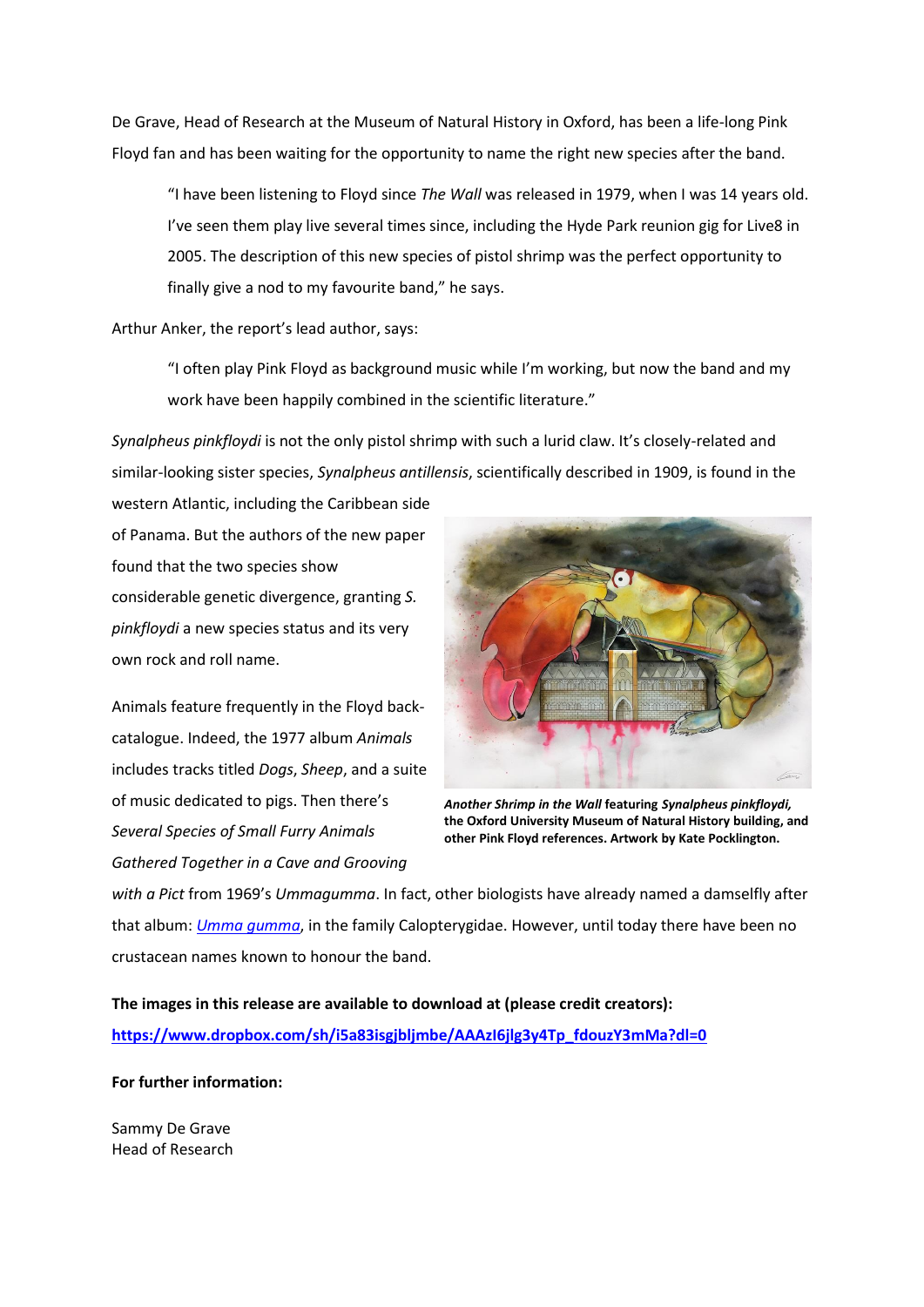De Grave, Head of Research at the Museum of Natural History in Oxford, has been a life-long Pink Floyd fan and has been waiting for the opportunity to name the right new species after the band.

> "I have been listening to Floyd since *The Wall* was released in 1979, when I was 14 years old. I've seen them play live several times since, including the Hyde Park reunion gig for Live8 in 2005. The description of this new species of pistol shrimp was the perfect opportunity to finally give a nod to my favourite band," he says.

Arthur Anker, the report's lead author, says:

> "I often play Pink Floyd as background music while I'm working, but now the band and my work have been happily combined in the scientific literature."

*Synalpheus pinkfloydi* is not the only pistol shrimp with such a lurid claw. It's closely-related and similar-looking sister species, *Synalpheus antillensis*, scientifically described in 1909, is found in the western Atlantic, including the Caribbean side of Panama. But the authors of the new paper found that the two species show considerable genetic divergence, granting *S. pinkfloydi* a new species status and its very own rock and roll name.

**_Another Shrimp in the Wall_ featuring _Synalpheus pinkfloydi,_ the Oxford University Museum of Natural History building, and other Pink Floyd references. Artwork by Kate Pocklington.**

Animals feature frequently in the Floyd back-catalogue. Indeed, the 1977 album *Animals* includes tracks titled *Dogs*, *Sheep*, and a suite of music dedicated to pigs. Then there's *Several Species of Small Furry Animals Gathered Together in a Cave and Grooving with a Pict* from 1969's *Ummagumma*. In fact, other biologists have already named a damselfly after that album: *Umma gumma*, in the family Calopterygidae. However, until today there have been no crustacean names known to honour the band.

**The images in this release are available to download at (please credit creators):**
**https://www.dropbox.com/sh/i5a83isgjbljmbe/AAAzI6jlg3y4Tp_fdouzY3mMa?dl=0**

**For further information:**

Sammy De Grave
Head of Research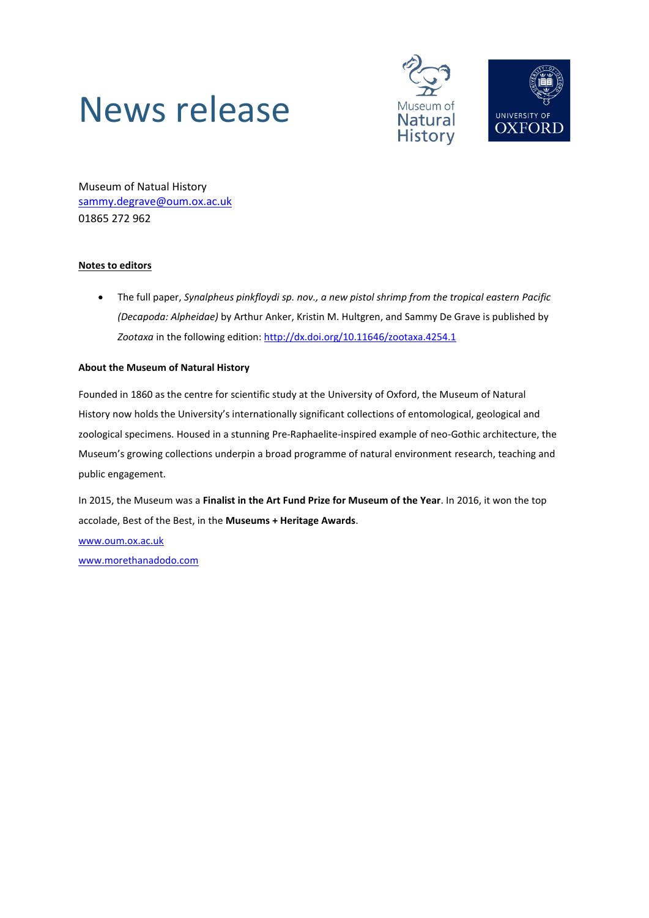# News release

Museum of Natual History
sammy.degrave@oum.ox.ac.uk
01865 272 962

**Notes to editors**

- The full paper, *Synalpheus pinkfloydi sp. nov., a new pistol shrimp from the tropical eastern Pacific (Decapoda: Alpheidae)* by Arthur Anker, Kristin M. Hultgren, and Sammy De Grave is published by *Zootaxa* in the following edition: http://dx.doi.org/10.11646/zootaxa.4254.1

**About the Museum of Natural History**

Founded in 1860 as the centre for scientific study at the University of Oxford, the Museum of Natural History now holds the University's internationally significant collections of entomological, geological and zoological specimens. Housed in a stunning Pre-Raphaelite-inspired example of neo-Gothic architecture, the Museum's growing collections underpin a broad programme of natural environment research, teaching and public engagement.

In 2015, the Museum was a **Finalist in the Art Fund Prize for Museum of the Year**. In 2016, it won the top accolade, Best of the Best, in the **Museums + Heritage Awards**.

www.oum.ox.ac.uk

www.morethanadodo.com